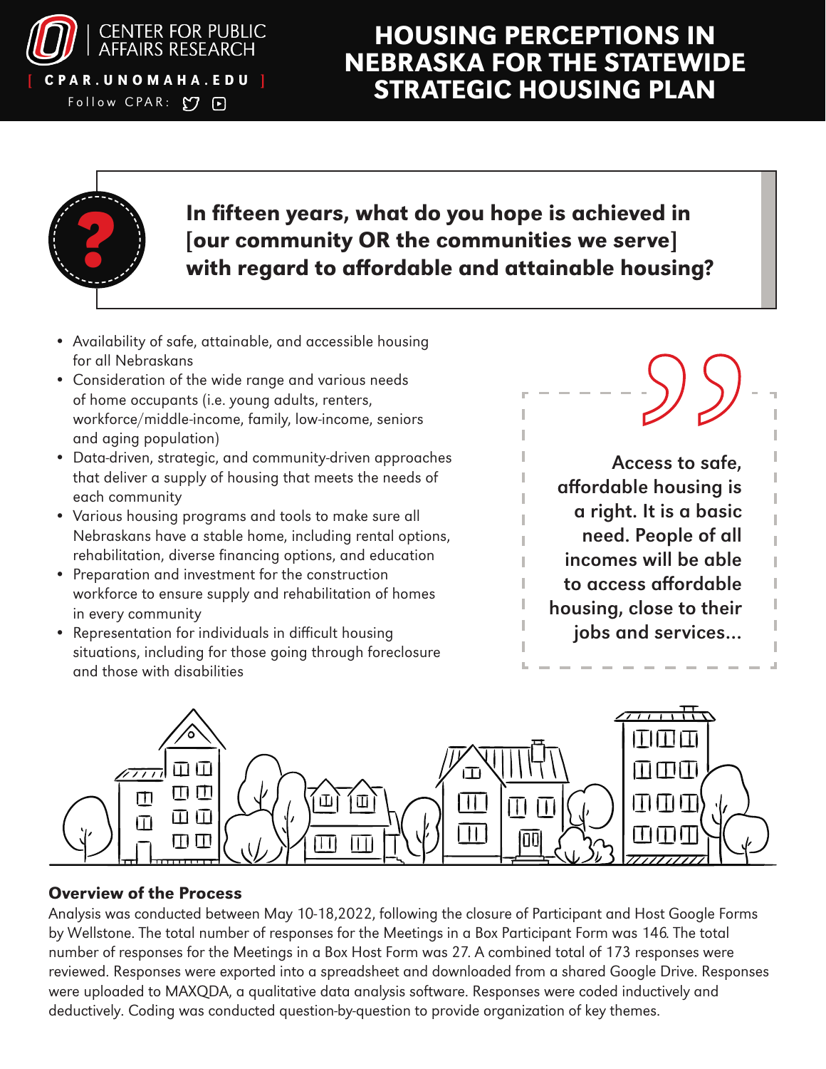CENTER FOR PUBLIC AFFAIRS RESEARCH

[ CPAR.UNOMAHA.EDU ]

Follow CPAR:

# HOUSING PERCEPTIONS IN NEBRASKA FOR THE STATEWIDE STRATEGIC HOUSING PLAN

## In fifteen years, what do you hope is achieved in [our community OR the communities we serve] with regard to affordable and attainable housing?

- Availability of safe, attainable, and accessible housing for all Nebraskans
- Consideration of the wide range and various needs of home occupants (i.e. young adults, renters, workforce/middle-income, family, low-income, seniors and aging population)
- Data-driven, strategic, and community-driven approaches that deliver a supply of housing that meets the needs of each community
- Various housing programs and tools to make sure all Nebraskans have a stable home, including rental options, rehabilitation, diverse financing options, and education
- Preparation and investment for the construction workforce to ensure supply and rehabilitation of homes in every community
- Representation for individuals in difficult housing situations, including for those going through foreclosure and those with disabilities

> **Access to safe, affordable housing is a right. It is a basic need. People of all incomes will be able to access affordable housing, close to their jobs and services...**

### Overview of the Process

Analysis was conducted between May 10-18,2022, following the closure of Participant and Host Google Forms by Wellstone. The total number of responses for the Meetings in a Box Participant Form was 146. The total number of responses for the Meetings in a Box Host Form was 27. A combined total of 173 responses were reviewed. Responses were exported into a spreadsheet and downloaded from a shared Google Drive. Responses were uploaded to MAXQDA, a qualitative data analysis software. Responses were coded inductively and deductively. Coding was conducted question-by-question to provide organization of key themes.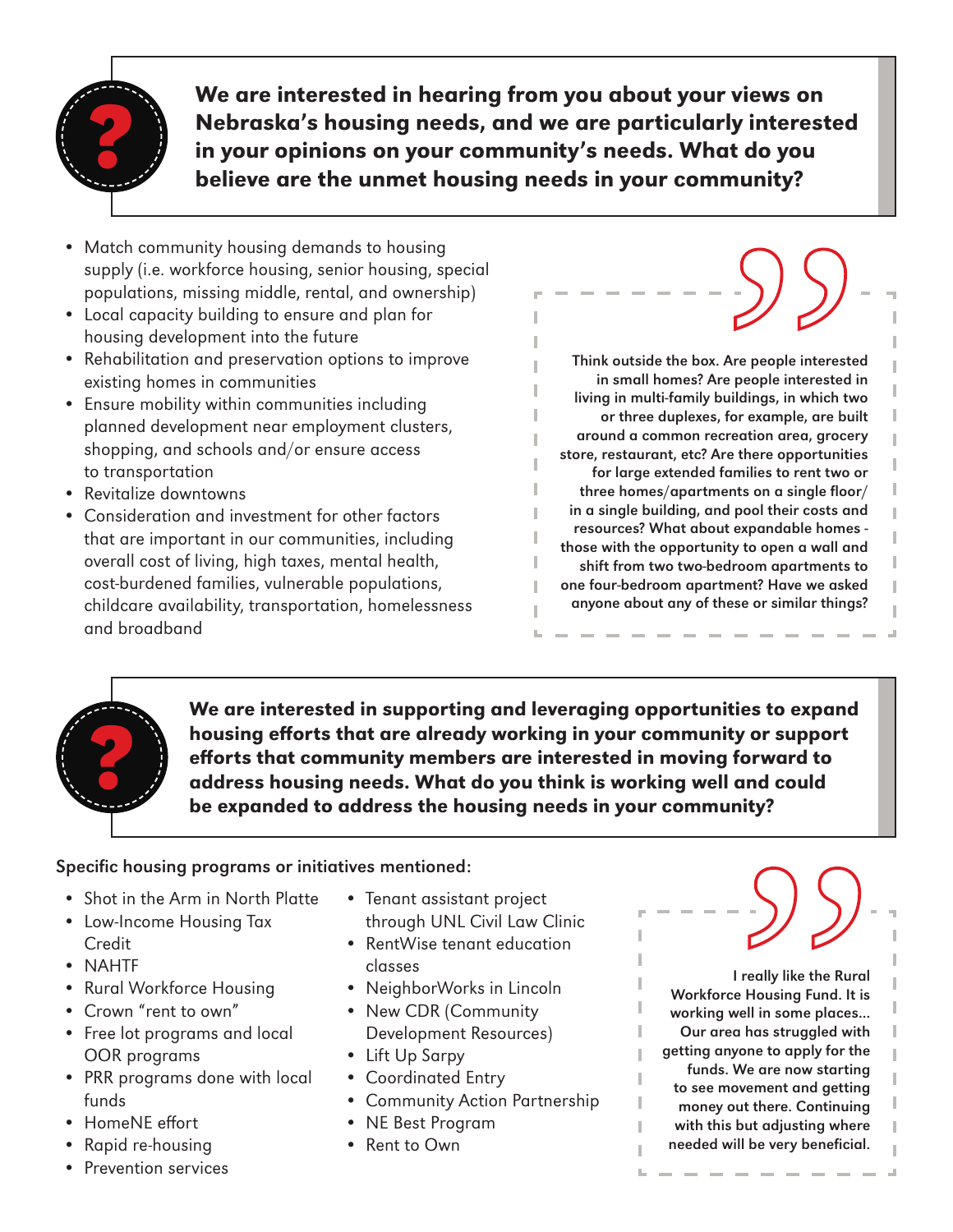**We are interested in hearing from you about your views on Nebraska's housing needs, and we are particularly interested in your opinions on your community's needs. What do you believe are the unmet housing needs in your community?**

- Match community housing demands to housing supply (i.e. workforce housing, senior housing, special populations, missing middle, rental, and ownership)
- Local capacity building to ensure and plan for housing development into the future
- Rehabilitation and preservation options to improve existing homes in communities
- Ensure mobility within communities including planned development near employment clusters, shopping, and schools and/or ensure access to transportation
- Revitalize downtowns
- Consideration and investment for other factors that are important in our communities, including overall cost of living, high taxes, mental health, cost-burdened families, vulnerable populations, childcare availability, transportation, homelessness and broadband

> **Think outside the box. Are people interested in small homes? Are people interested in living in multi-family buildings, in which two or three duplexes, for example, are built around a common recreation area, grocery store, restaurant, etc? Are there opportunities for large extended families to rent two or three homes/apartments on a single floor/ in a single building, and pool their costs and resources? What about expandable homes - those with the opportunity to open a wall and shift from two two-bedroom apartments to one four-bedroom apartment? Have we asked anyone about any of these or similar things?**

**We are interested in supporting and leveraging opportunities to expand housing efforts that are already working in your community or support efforts that community members are interested in moving forward to address housing needs. What do you think is working well and could be expanded to address the housing needs in your community?**

**Specific housing programs or initiatives mentioned:**

- Shot in the Arm in North Platte
- Low-Income Housing Tax Credit
- NAHTF
- Rural Workforce Housing
- Crown "rent to own"
- Free lot programs and local OOR programs
- PRR programs done with local funds
- HomeNE effort
- Rapid re-housing
- Prevention services
- Tenant assistant project through UNL Civil Law Clinic
- RentWise tenant education classes
- NeighborWorks in Lincoln
- New CDR (Community Development Resources)
- Lift Up Sarpy
- Coordinated Entry
- Community Action Partnership
- NE Best Program
- Rent to Own

> **I really like the Rural Workforce Housing Fund. It is working well in some places... Our area has struggled with getting anyone to apply for the funds. We are now starting to see movement and getting money out there. Continuing with this but adjusting where needed will be very beneficial.**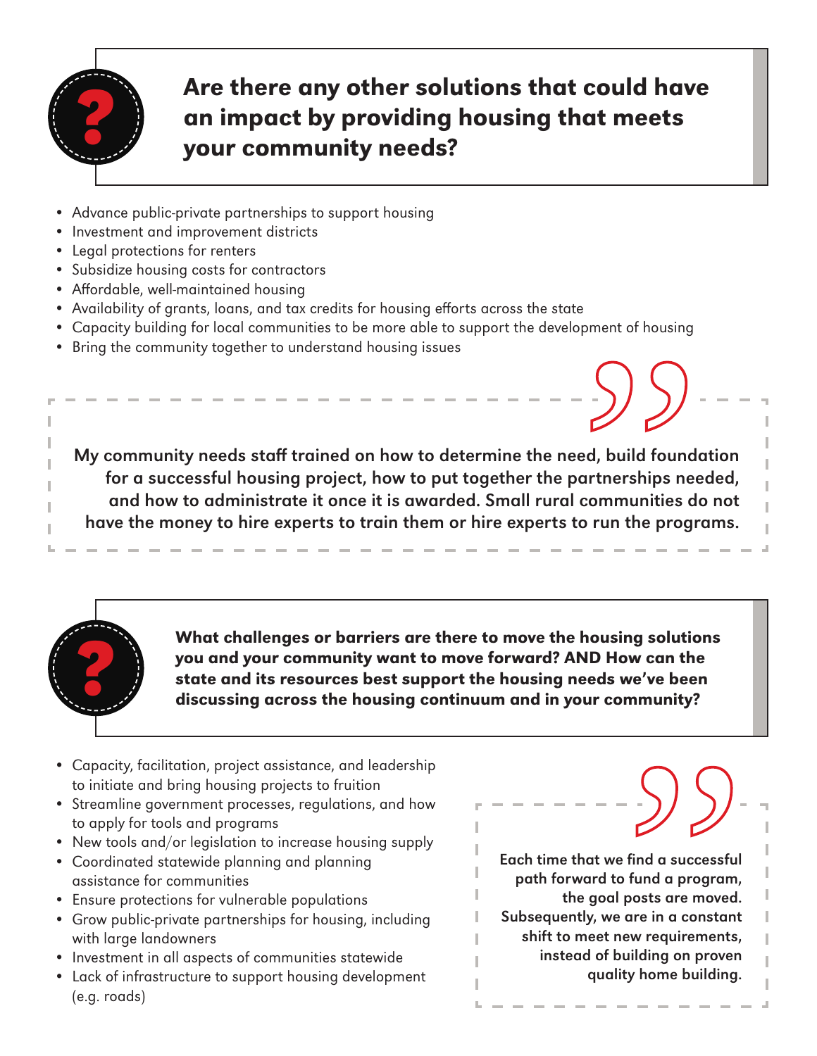## Are there any other solutions that could have an impact by providing housing that meets your community needs?

- Advance public-private partnerships to support housing
- Investment and improvement districts
- Legal protections for renters
- Subsidize housing costs for contractors
- Affordable, well-maintained housing
- Availability of grants, loans, and tax credits for housing efforts across the state
- Capacity building for local communities to be more able to support the development of housing
- Bring the community together to understand housing issues

> **My community needs staff trained on how to determine the need, build foundation for a successful housing project, how to put together the partnerships needed, and how to administrate it once it is awarded. Small rural communities do not have the money to hire experts to train them or hire experts to run the programs.**

## What challenges or barriers are there to move the housing solutions you and your community want to move forward? AND How can the state and its resources best support the housing needs we've been discussing across the housing continuum and in your community?

- Capacity, facilitation, project assistance, and leadership to initiate and bring housing projects to fruition
- Streamline government processes, regulations, and how to apply for tools and programs
- New tools and/or legislation to increase housing supply
- Coordinated statewide planning and planning assistance for communities
- Ensure protections for vulnerable populations
- Grow public-private partnerships for housing, including with large landowners
- Investment in all aspects of communities statewide
- Lack of infrastructure to support housing development (e.g. roads)

> **Each time that we find a successful path forward to fund a program, the goal posts are moved. Subsequently, we are in a constant shift to meet new requirements, instead of building on proven quality home building.**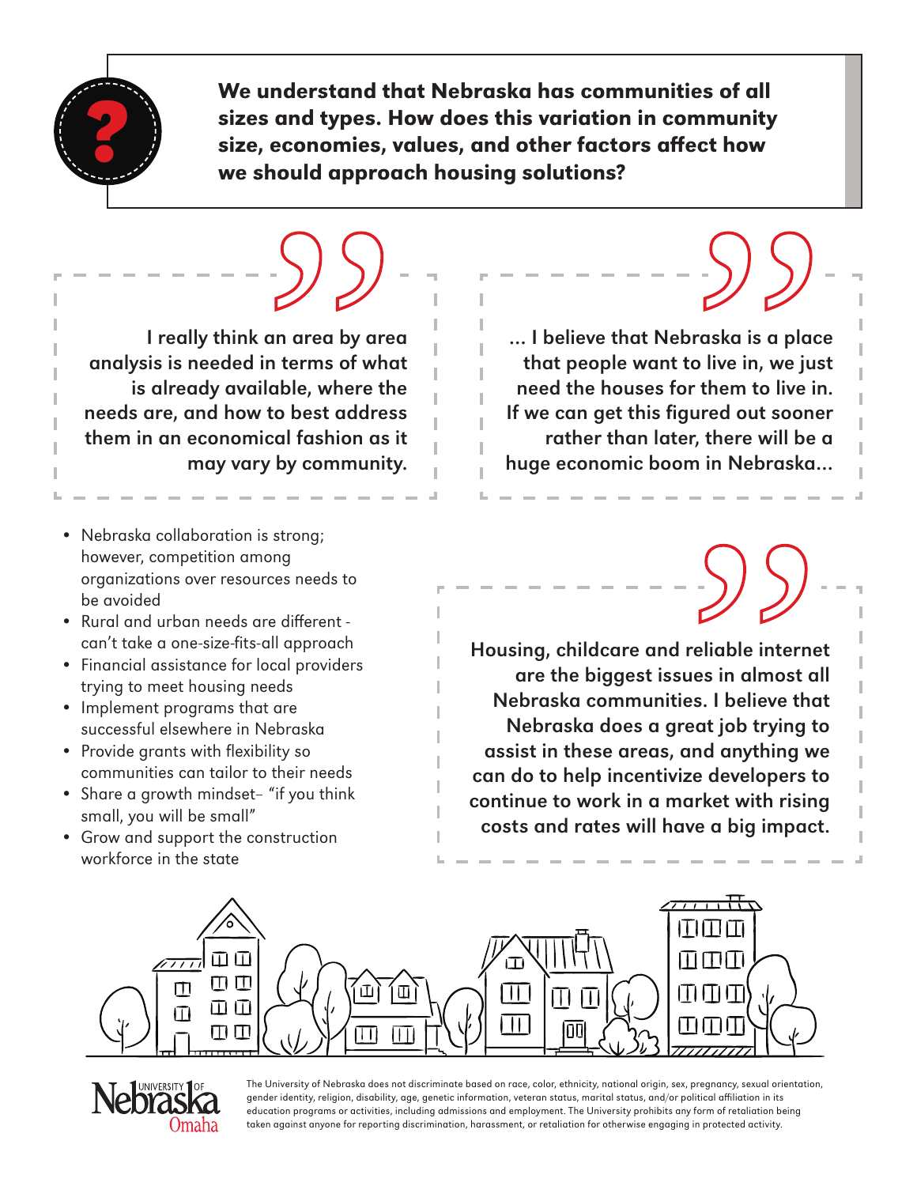**We understand that Nebraska has communities of all sizes and types. How does this variation in community size, economies, values, and other factors affect how we should approach housing solutions?**

> I really think an area by area analysis is needed in terms of what is already available, where the needs are, and how to best address them in an economical fashion as it may vary by community.

> ... I believe that Nebraska is a place that people want to live in, we just need the houses for them to live in. If we can get this figured out sooner rather than later, there will be a huge economic boom in Nebraska...

- Nebraska collaboration is strong; however, competition among organizations over resources needs to be avoided
- Rural and urban needs are different - can't take a one-size-fits-all approach
- Financial assistance for local providers trying to meet housing needs
- Implement programs that are successful elsewhere in Nebraska
- Provide grants with flexibility so communities can tailor to their needs
- Share a growth mindset– "if you think small, you will be small"
- Grow and support the construction workforce in the state

> Housing, childcare and reliable internet are the biggest issues in almost all Nebraska communities. I believe that Nebraska does a great job trying to assist in these areas, and anything we can do to help incentivize developers to continue to work in a market with rising costs and rates will have a big impact.

The University of Nebraska does not discriminate based on race, color, ethnicity, national origin, sex, pregnancy, sexual orientation, gender identity, religion, disability, age, genetic information, veteran status, marital status, and/or political affiliation in its education programs or activities, including admissions and employment. The University prohibits any form of retaliation being taken against anyone for reporting discrimination, harassment, or retaliation for otherwise engaging in protected activity.